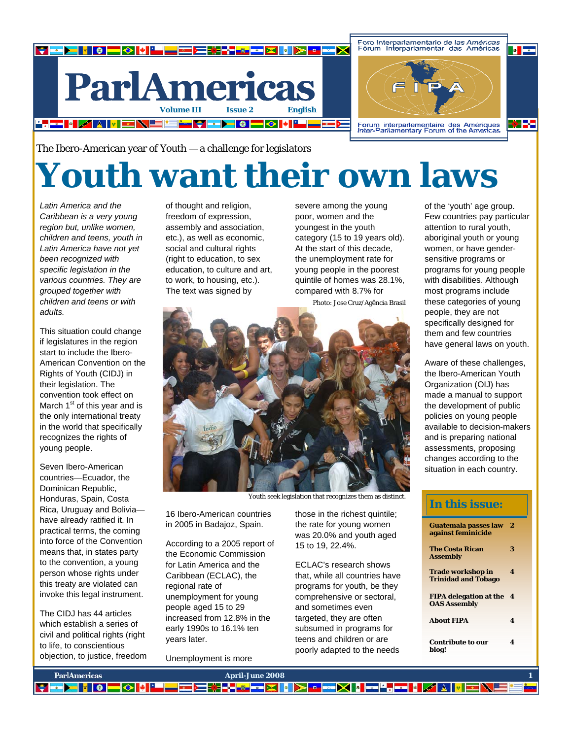# ParlAmericas

Volume III Issue 2 English

Foro Interparlamentario de las Américas
Fórum Interparlamentar das Américas
FIPA
Forum interparlementaire des Amériques
Inter-Parliamentary Forum of the Americas

The Ibero-American year of Youth — a challenge for legislators

# Youth want their own laws

*Latin America and the Caribbean is a very young region but, unlike women, children and teens, youth in Latin America have not yet been recognized with specific legislation in the various countries. They are grouped together with children and teens or with adults.*

This situation could change if legislatures in the region start to include the Ibero-American Convention on the Rights of Youth (CIDJ) in their legislation. The convention took effect on March 1st of this year and is the only international treaty in the world that specifically recognizes the rights of young people.

Seven Ibero-American countries—Ecuador, the Dominican Republic, Honduras, Spain, Costa Rica, Uruguay and Bolivia—have already ratified it. In practical terms, the coming into force of the Convention means that, in states party to the convention, a young person whose rights under this treaty are violated can invoke this legal instrument.

The CIDJ has 44 articles which establish a series of civil and political rights (right to life, to conscientious objection, to justice, freedom of thought and religion, freedom of expression, assembly and association, etc.), as well as economic, social and cultural rights (right to education, to sex education, to culture and art, to work, to housing, etc.). The text was signed by 16 Ibero-American countries in 2005 in Badajoz, Spain.

According to a 2005 report of the Economic Commission for Latin America and the Caribbean (ECLAC), the regional rate of unemployment for young people aged 15 to 29 increased from 12.8% in the early 1990s to 16.1% ten years later.

Unemployment is more severe among the young poor, women and the youngest in the youth category (15 to 19 years old). At the start of this decade, the unemployment rate for young people in the poorest quintile of homes was 28.1%, compared with 8.7% for those in the richest quintile; the rate for young women was 20.0% and youth aged 15 to 19, 22.4%.

Photo: Jose Cruz/Agência Brasil

Youth seek legislation that recognizes them as distinct.

ECLAC's research shows that, while all countries have programs for youth, be they comprehensive or sectoral, and sometimes even targeted, they are often subsumed in programs for teens and children or are poorly adapted to the needs of the 'youth' age group. Few countries pay particular attention to rural youth, aboriginal youth or young women, or have gender-sensitive programs or programs for young people with disabilities. Although most programs include these categories of young people, they are not specifically designed for them and few countries have general laws on youth.

Aware of these challenges, the Ibero-American Youth Organization (OIJ) has made a manual to support the development of public policies on young people available to decision-makers and is preparing national assessments, proposing changes according to the situation in each country.

## In this issue:

| | |
|---|---|
| **Guatemala passes law against feminicide** | 2 |
| **The Costa Rican Assembly** | 3 |
| **Trade workshop in Trinidad and Tobago** | 4 |
| **FIPA delegation at the OAS Assembly** | 4 |
| **About FIPA** | 4 |
| **Contribute to our blog!** | 4 |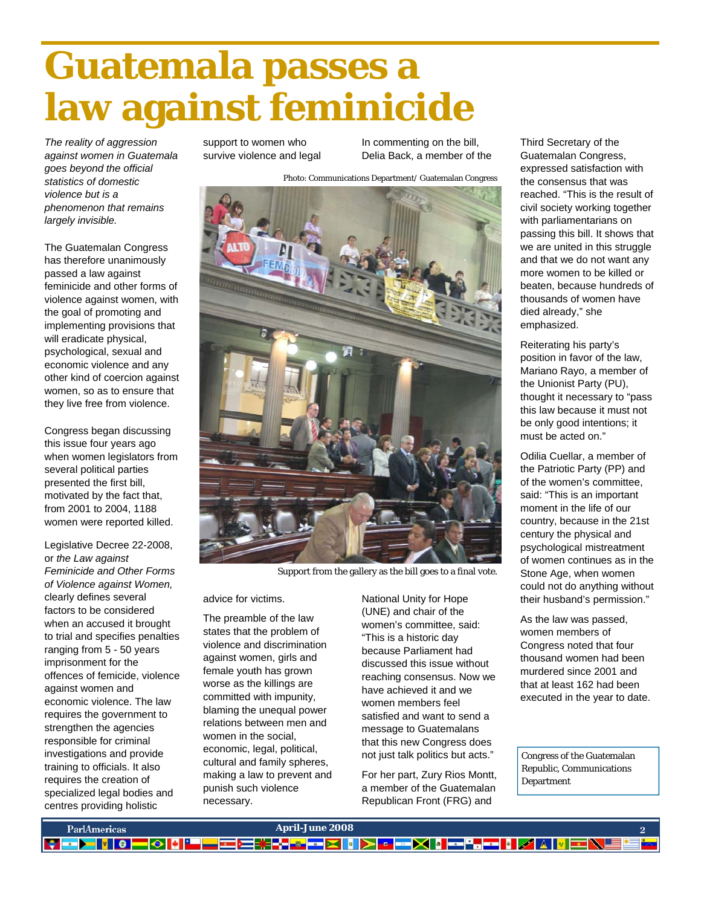# Guatemala passes a law against feminicide

*The reality of aggression against women in Guatemala goes beyond the official statistics of domestic violence but is a phenomenon that remains largely invisible.*

The Guatemalan Congress has therefore unanimously passed a law against feminicide and other forms of violence against women, with the goal of promoting and implementing provisions that will eradicate physical, psychological, sexual and economic violence and any other kind of coercion against women, so as to ensure that they live free from violence.

Congress began discussing this issue four years ago when women legislators from several political parties presented the first bill, motivated by the fact that, from 2001 to 2004, 1188 women were reported killed.

Legislative Decree 22-2008, or *the Law against Feminicide and Other Forms of Violence against Women,* clearly defines several factors to be considered when an accused it brought to trial and specifies penalties ranging from 5 - 50 years imprisonment for the offences of femicide, violence against women and economic violence. The law requires the government to strengthen the agencies responsible for criminal investigations and provide training to officials. It also requires the creation of specialized legal bodies and centres providing holistic support to women who survive violence and legal advice for victims.

Photo: Communications Department/ Guatemalan Congress

Support from the gallery as the bill goes to a final vote.

The preamble of the law states that the problem of violence and discrimination against women, girls and female youth has grown worse as the killings are committed with impunity, blaming the unequal power relations between men and women in the social, economic, legal, political, cultural and family spheres, making a law to prevent and punish such violence necessary.

In commenting on the bill, Delia Back, a member of the National Unity for Hope (UNE) and chair of the women's committee, said: "This is a historic day because Parliament had discussed this issue without reaching consensus. Now we have achieved it and we women members feel satisfied and want to send a message to Guatemalans that this new Congress does not just talk politics but acts."

For her part, Zury Rios Montt, a member of the Guatemalan Republican Front (FRG) and Third Secretary of the Guatemalan Congress, expressed satisfaction with the consensus that was reached. "This is the result of civil society working together with parliamentarians on passing this bill. It shows that we are united in this struggle and that we do not want any more women to be killed or beaten, because hundreds of thousands of women have died already," she emphasized.

Reiterating his party's position in favor of the law, Mariano Rayo, a member of the Unionist Party (PU), thought it necessary to "pass this law because it must not be only good intentions; it must be acted on."

Odilia Cuellar, a member of the Patriotic Party (PP) and of the women's committee, said: "This is an important moment in the life of our country, because in the 21st century the physical and psychological mistreatment of women continues as in the Stone Age, when women could not do anything without their husband's permission."

As the law was passed, women members of Congress noted that four thousand women had been murdered since 2001 and that at least 162 had been executed in the year to date.

Congress of the Guatemalan Republic, Communications Department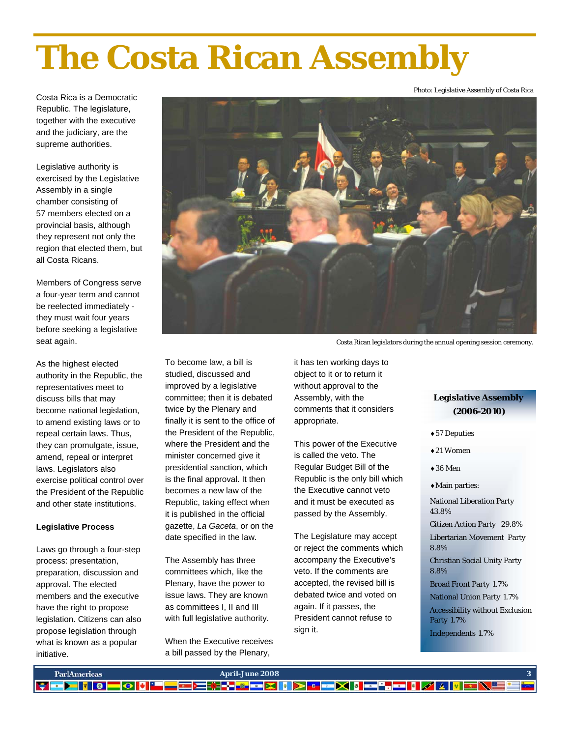# The Costa Rican Assembly

Photo: Legislative Assembly of Costa Rica

Costa Rican legislators during the annual opening session ceremony.

Costa Rica is a Democratic Republic. The legislature, together with the executive and the judiciary, are the supreme authorities.

Legislative authority is exercised by the Legislative Assembly in a single chamber consisting of 57 members elected on a provincial basis, although they represent not only the region that elected them, but all Costa Ricans.

Members of Congress serve a four-year term and cannot be reelected immediately - they must wait four years before seeking a legislative seat again.

As the highest elected authority in the Republic, the representatives meet to discuss bills that may become national legislation, to amend existing laws or to repeal certain laws. Thus, they can promulgate, issue, amend, repeal or interpret laws. Legislators also exercise political control over the President of the Republic and other state institutions.

**Legislative Process**

Laws go through a four-step process: presentation, preparation, discussion and approval. The elected members and the executive have the right to propose legislation. Citizens can also propose legislation through what is known as a popular initiative.

To become law, a bill is studied, discussed and improved by a legislative committee; then it is debated twice by the Plenary and finally it is sent to the office of the President of the Republic, where the President and the minister concerned give it presidential sanction, which is the final approval. It then becomes a new law of the Republic, taking effect when it is published in the official gazette, *La Gaceta*, or on the date specified in the law.

The Assembly has three committees which, like the Plenary, have the power to issue laws. They are known as committees I, II and III with full legislative authority.

When the Executive receives a bill passed by the Plenary, it has ten working days to object to it or to return it without approval to the Assembly, with the comments that it considers appropriate.

This power of the Executive is called the veto. The Regular Budget Bill of the Republic is the only bill which the Executive cannot veto and it must be executed as passed by the Assembly.

The Legislature may accept or reject the comments which accompany the Executive's veto. If the comments are accepted, the revised bill is debated twice and voted on again. If it passes, the President cannot refuse to sign it.

**Legislative Assembly (2006-2010)**

- 57 Deputies
- 21 Women
- 36 Men
- Main parties:

National Liberation Party 43.8%

Citizen Action Party 29.8%

Libertarian Movement Party 8.8%

Christian Social Unity Party 8.8%

Broad Front Party 1.7%

National Union Party 1.7%

Accessibility without Exclusion Party 1.7%

Independents 1.7%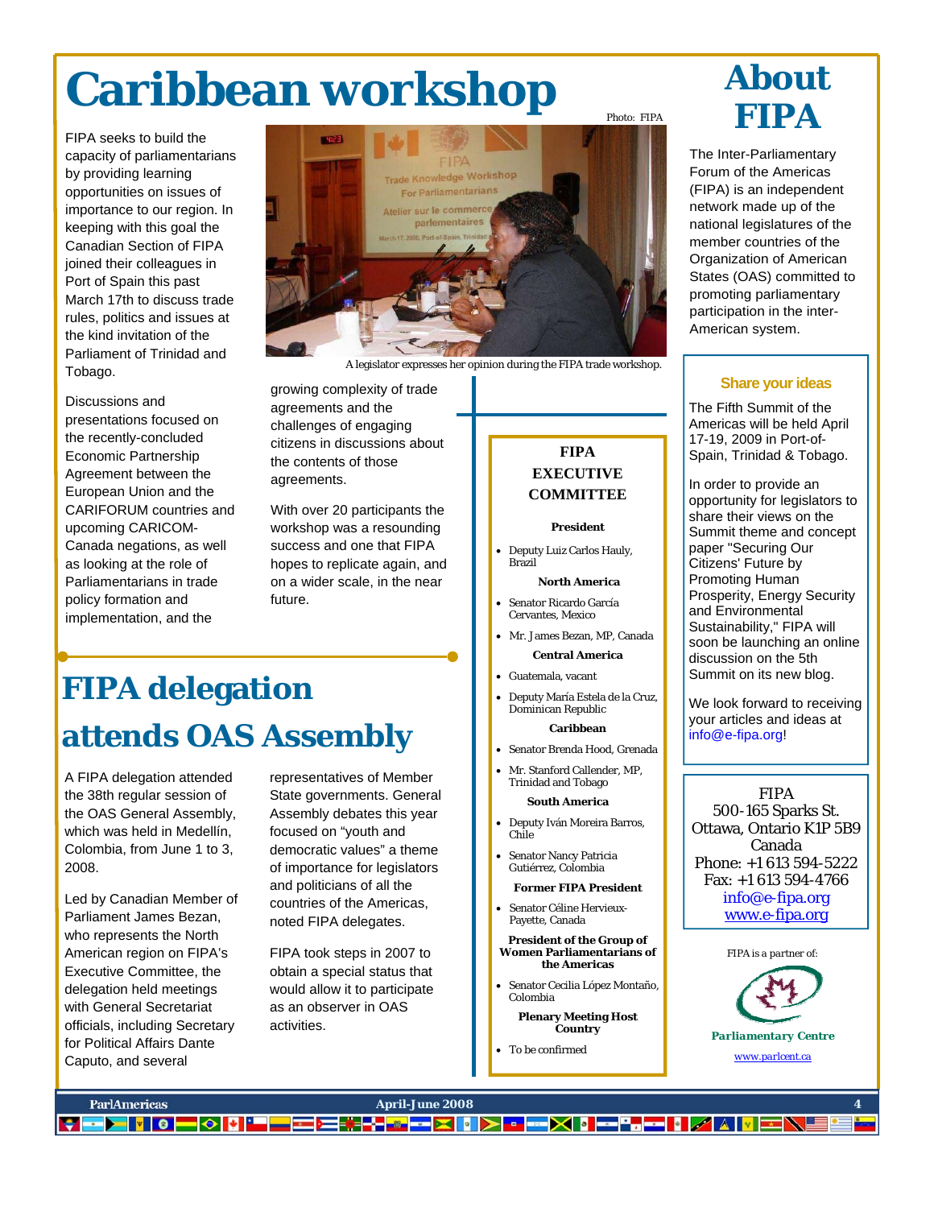# Caribbean workshop

FIPA seeks to build the capacity of parliamentarians by providing learning opportunities on issues of importance to our region. In keeping with this goal the Canadian Section of FIPA joined their colleagues in Port of Spain this past March 17th to discuss trade rules, politics and issues at the kind invitation of the Parliament of Trinidad and Tobago.

Discussions and presentations focused on the recently-concluded Economic Partnership Agreement between the European Union and the CARIFORUM countries and upcoming CARICOM-Canada negations, as well as looking at the role of Parliamentarians in trade policy formation and implementation, and the growing complexity of trade agreements and the challenges of engaging citizens in discussions about the contents of those agreements.

With over 20 participants the workshop was a resounding success and one that FIPA hopes to replicate again, and on a wider scale, in the near future.

Photo: FIPA

A legislator expresses her opinion during the FIPA trade workshop.

# FIPA delegation attends OAS Assembly

A FIPA delegation attended the 38th regular session of the OAS General Assembly, which was held in Medellín, Colombia, from June 1 to 3, 2008.

Led by Canadian Member of Parliament James Bezan, who represents the North American region on FIPA's Executive Committee, the delegation held meetings with General Secretariat officials, including Secretary for Political Affairs Dante Caputo, and several representatives of Member State governments. General Assembly debates this year focused on "youth and democratic values" a theme of importance for legislators and politicians of all the countries of the Americas, noted FIPA delegates.

FIPA took steps in 2007 to obtain a special status that would allow it to participate as an observer in OAS activities.

## FIPA EXECUTIVE COMMITTEE

**President**

- Deputy Luiz Carlos Hauly, Brazil

**North America**

- Senator Ricardo García Cervantes, Mexico
- Mr. James Bezan, MP, Canada

**Central America**

- Guatemala, vacant
- Deputy María Estela de la Cruz, Dominican Republic

**Caribbean**

- Senator Brenda Hood, Grenada
- Mr. Stanford Callender, MP, Trinidad and Tobago

**South America**

- Deputy Iván Moreira Barros, Chile
- Senator Nancy Patricia Gutiérrez, Colombia

**Former FIPA President**

- Senator Céline Hervieux-Payette, Canada

**President of the Group of Women Parliamentarians of the Americas**

- Senator Cecilia López Montaño, Colombia

**Plenary Meeting Host Country**

- To be confirmed

# About FIPA

The Inter-Parliamentary Forum of the Americas (FIPA) is an independent network made up of the national legislatures of the member countries of the Organization of American States (OAS) committed to promoting parliamentary participation in the inter-American system.

### Share your ideas

The Fifth Summit of the Americas will be held April 17-19, 2009 in Port-of-Spain, Trinidad & Tobago.

In order to provide an opportunity for legislators to share their views on the Summit theme and concept paper "Securing Our Citizens' Future by Promoting Human Prosperity, Energy Security and Environmental Sustainability," FIPA will soon be launching an online discussion on the 5th Summit on its new blog.

We look forward to receiving your articles and ideas at info@e-fipa.org!

FIPA
500-165 Sparks St.
Ottawa, Ontario K1P 5B9
Canada
Phone: +1 613 594-5222
Fax: +1 613 594-4766
info@e-fipa.org
www.e-fipa.org

FIPA is a partner of:

Parliamentary Centre
www.parlcent.ca